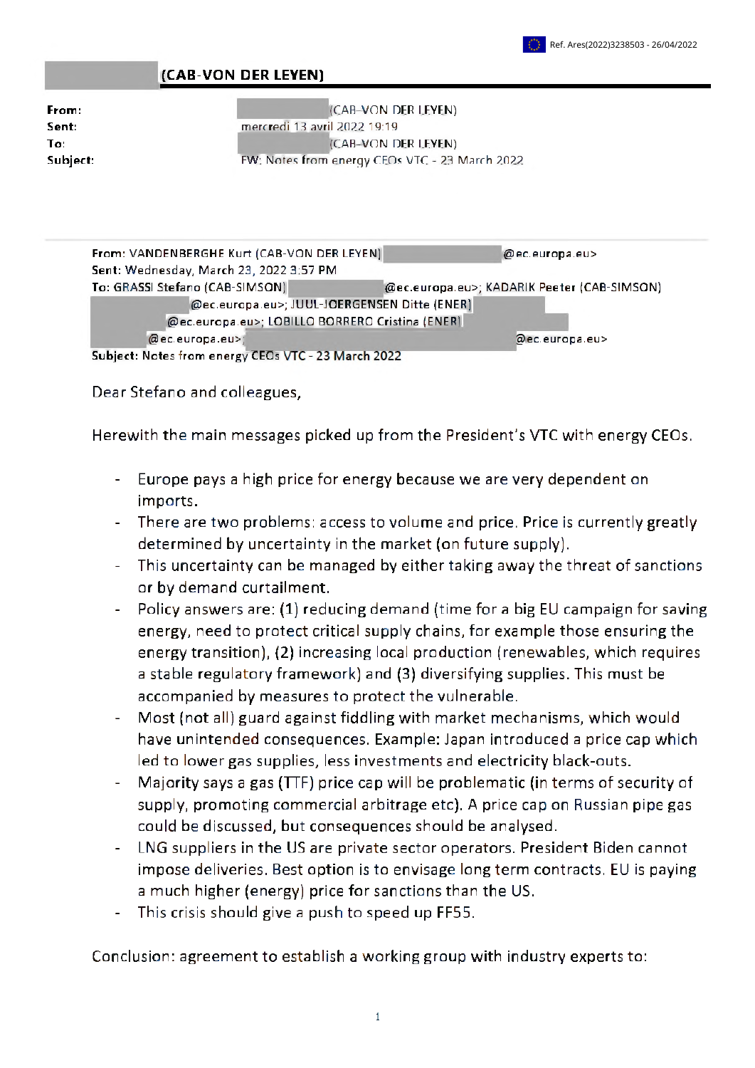Ref. Ares(2022)3238503 - 26/04/2022

**(CAB-VON DER LEYEN)**

| | |
|---|---|
| **From:** | (CAB-VON DER LEYEN) |
| **Sent:** | mercredi 13 avril 2022 19:19 |
| **To:** | (CAB-VON DER LEYEN) |
| **Subject:** | FW: Notes from energy CEOs VTC - 23 March 2022 |

---

**From:** VANDENBERGHE Kurt (CAB-VON DER LEYEN) @ec.europa.eu>
**Sent:** Wednesday, March 23, 2022 3:57 PM
**To:** GRASSI Stefano (CAB-SIMSON) @ec.europa.eu>; KADARIK Peeter (CAB-SIMSON) @ec.europa.eu>; JUUL-JOERGENSEN Ditte (ENER) @ec.europa.eu>; LOBILLO BORRERO Cristina (ENER) @ec.europa.eu>; @ec.europa.eu>
**Subject:** Notes from energy CEOs VTC - 23 March 2022

Dear Stefano and colleagues,

Herewith the main messages picked up from the President's VTC with energy CEOs.

- Europe pays a high price for energy because we are very dependent on imports.
- There are two problems: access to volume and price. Price is currently greatly determined by uncertainty in the market (on future supply).
- This uncertainty can be managed by either taking away the threat of sanctions or by demand curtailment.
- Policy answers are: (1) reducing demand (time for a big EU campaign for saving energy, need to protect critical supply chains, for example those ensuring the energy transition), (2) increasing local production (renewables, which requires a stable regulatory framework) and (3) diversifying supplies. This must be accompanied by measures to protect the vulnerable.
- Most (not all) guard against fiddling with market mechanisms, which would have unintended consequences. Example: Japan introduced a price cap which led to lower gas supplies, less investments and electricity black-outs.
- Majority says a gas (TTF) price cap will be problematic (in terms of security of supply, promoting commercial arbitrage etc). A price cap on Russian pipe gas could be discussed, but consequences should be analysed.
- LNG suppliers in the US are private sector operators. President Biden cannot impose deliveries. Best option is to envisage long term contracts. EU is paying a much higher (energy) price for sanctions than the US.
- This crisis should give a push to speed up FF55.

Conclusion: agreement to establish a working group with industry experts to: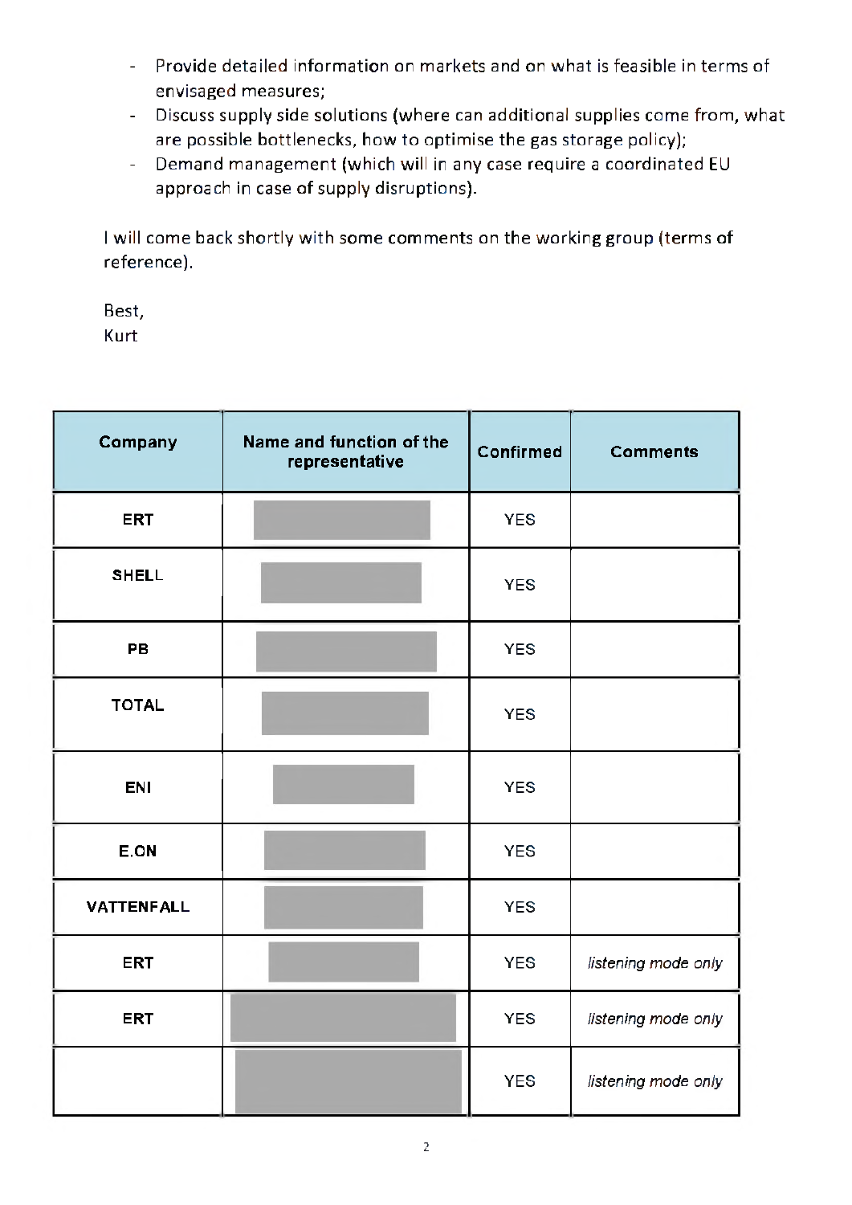- Provide detailed information on markets and on what is feasible in terms of envisaged measures;
- Discuss supply side solutions (where can additional supplies come from, what are possible bottlenecks, how to optimise the gas storage policy);
- Demand management (which will in any case require a coordinated EU approach in case of supply disruptions).

I will come back shortly with some comments on the working group (terms of reference).

Best,
Kurt

| Company | Name and function of the representative | Confirmed | Comments |
|---|---|---|---|
| ERT | | YES | |
| SHELL | | YES | |
| PB | | YES | |
| TOTAL | | YES | |
| ENI | | YES | |
| E.ON | | YES | |
| VATTENFALL | | YES | |
| ERT | | YES | *listening mode only* |
| ERT | | YES | *listening mode only* |
| | | YES | *listening mode only* |